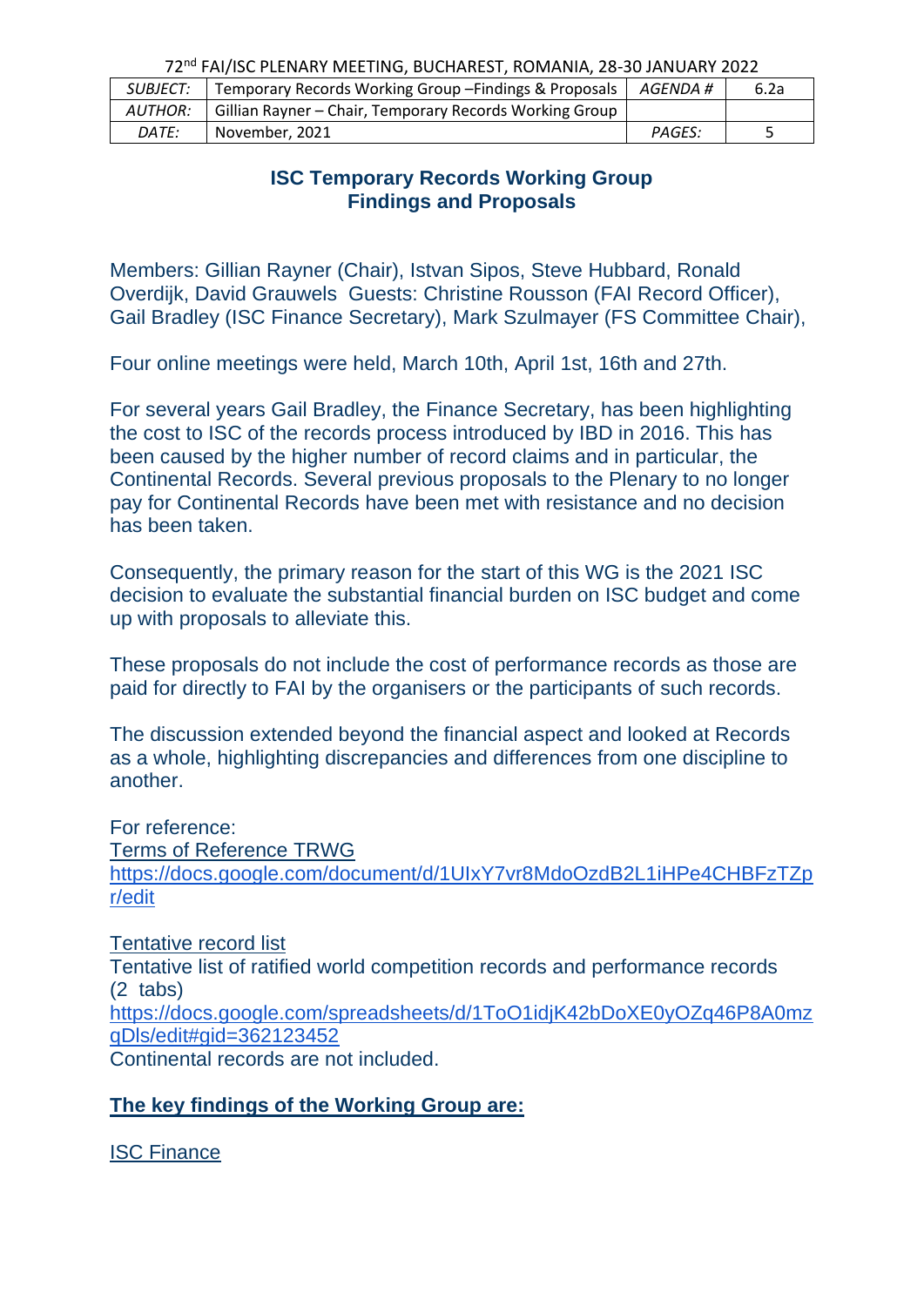72nd FAI/ISC PLENARY MEETING, BUCHAREST, ROMANIA, 28-30 JANUARY 2022

| *SUBJECT:* | Temporary Records Working Group –Findings & Proposals | *AGENDA #* | 6.2a |
|---|---|---|---|
| *AUTHOR:* | Gillian Rayner – Chair, Temporary Records Working Group | | |
| *DATE:* | November, 2021 | *PAGES:* | 5 |

## ISC Temporary Records Working Group
## Findings and Proposals

Members: Gillian Rayner (Chair), Istvan Sipos, Steve Hubbard, Ronald Overdijk, David Grauwels Guests: Christine Rousson (FAI Record Officer), Gail Bradley (ISC Finance Secretary), Mark Szulmayer (FS Committee Chair),

Four online meetings were held, March 10th, April 1st, 16th and 27th.

For several years Gail Bradley, the Finance Secretary, has been highlighting the cost to ISC of the records process introduced by IBD in 2016. This has been caused by the higher number of record claims and in particular, the Continental Records. Several previous proposals to the Plenary to no longer pay for Continental Records have been met with resistance and no decision has been taken.

Consequently, the primary reason for the start of this WG is the 2021 ISC decision to evaluate the substantial financial burden on ISC budget and come up with proposals to alleviate this.

These proposals do not include the cost of performance records as those are paid for directly to FAI by the organisers or the participants of such records.

The discussion extended beyond the financial aspect and looked at Records as a whole, highlighting discrepancies and differences from one discipline to another.

For reference:
Terms of Reference TRWG
https://docs.google.com/document/d/1UIxY7vr8MdoOzdB2L1iHPe4CHBFzTZpr/edit

Tentative record list
Tentative list of ratified world competition records and performance records (2 tabs)
https://docs.google.com/spreadsheets/d/1ToO1idjK42bDoXE0yOZq46P8A0mzqDls/edit#gid=362123452
Continental records are not included.

**The key findings of the Working Group are:**

ISC Finance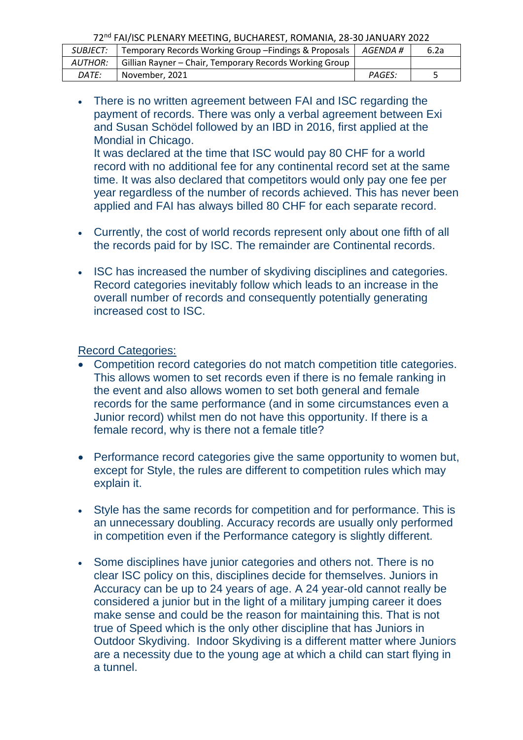- There is no written agreement between FAI and ISC regarding the payment of records. There was only a verbal agreement between Exi and Susan Schödel followed by an IBD in 2016, first applied at the Mondial in Chicago.
  It was declared at the time that ISC would pay 80 CHF for a world record with no additional fee for any continental record set at the same time. It was also declared that competitors would only pay one fee per year regardless of the number of records achieved. This has never been applied and FAI has always billed 80 CHF for each separate record.

- Currently, the cost of world records represent only about one fifth of all the records paid for by ISC. The remainder are Continental records.

- ISC has increased the number of skydiving disciplines and categories. Record categories inevitably follow which leads to an increase in the overall number of records and consequently potentially generating increased cost to ISC.

<u>Record Categories:</u>

- Competition record categories do not match competition title categories. This allows women to set records even if there is no female ranking in the event and also allows women to set both general and female records for the same performance (and in some circumstances even a Junior record) whilst men do not have this opportunity. If there is a female record, why is there not a female title?

- Performance record categories give the same opportunity to women but, except for Style, the rules are different to competition rules which may explain it.

- Style has the same records for competition and for performance. This is an unnecessary doubling. Accuracy records are usually only performed in competition even if the Performance category is slightly different.

- Some disciplines have junior categories and others not. There is no clear ISC policy on this, disciplines decide for themselves. Juniors in Accuracy can be up to 24 years of age. A 24 year-old cannot really be considered a junior but in the light of a military jumping career it does make sense and could be the reason for maintaining this. That is not true of Speed which is the only other discipline that has Juniors in Outdoor Skydiving. Indoor Skydiving is a different matter where Juniors are a necessity due to the young age at which a child can start flying in a tunnel.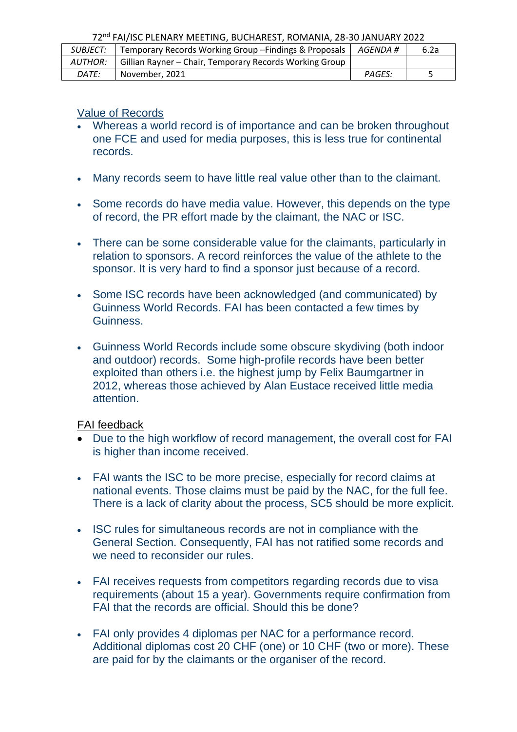## Value of Records

- Whereas a world record is of importance and can be broken throughout one FCE and used for media purposes, this is less true for continental records.
- Many records seem to have little real value other than to the claimant.
- Some records do have media value. However, this depends on the type of record, the PR effort made by the claimant, the NAC or ISC.
- There can be some considerable value for the claimants, particularly in relation to sponsors. A record reinforces the value of the athlete to the sponsor. It is very hard to find a sponsor just because of a record.
- Some ISC records have been acknowledged (and communicated) by Guinness World Records. FAI has been contacted a few times by Guinness.
- Guinness World Records include some obscure skydiving (both indoor and outdoor) records. Some high-profile records have been better exploited than others i.e. the highest jump by Felix Baumgartner in 2012, whereas those achieved by Alan Eustace received little media attention.

## FAI feedback

- Due to the high workflow of record management, the overall cost for FAI is higher than income received.
- FAI wants the ISC to be more precise, especially for record claims at national events. Those claims must be paid by the NAC, for the full fee. There is a lack of clarity about the process, SC5 should be more explicit.
- ISC rules for simultaneous records are not in compliance with the General Section. Consequently, FAI has not ratified some records and we need to reconsider our rules.
- FAI receives requests from competitors regarding records due to visa requirements (about 15 a year). Governments require confirmation from FAI that the records are official. Should this be done?
- FAI only provides 4 diplomas per NAC for a performance record. Additional diplomas cost 20 CHF (one) or 10 CHF (two or more). These are paid for by the claimants or the organiser of the record.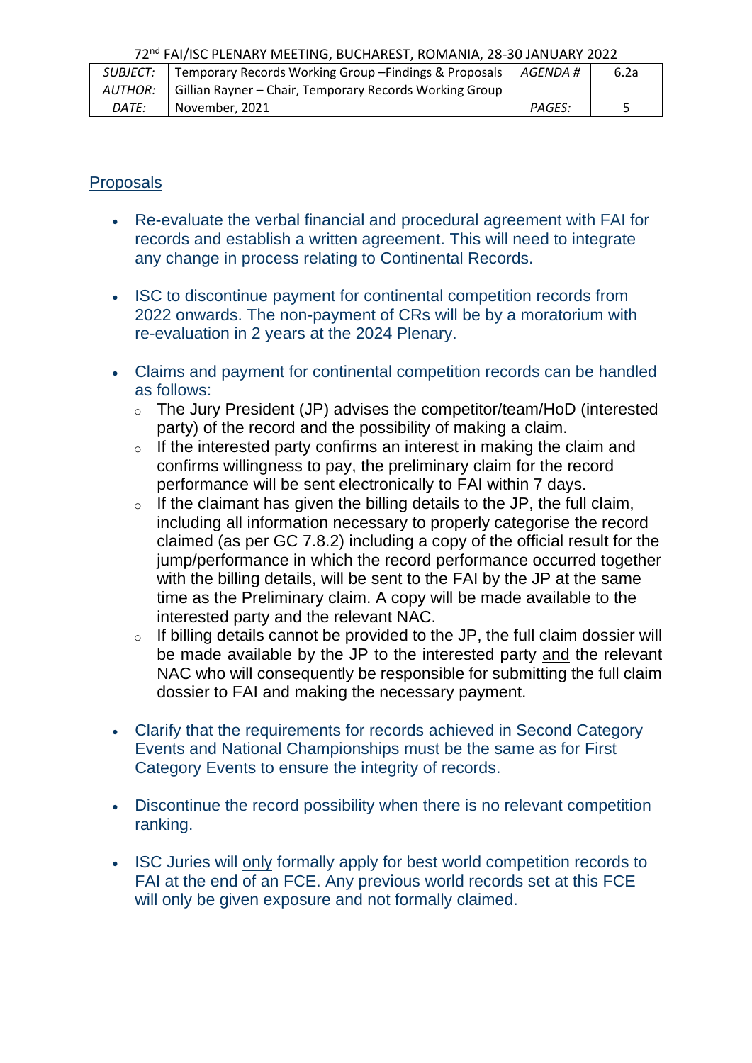## Proposals

- Re-evaluate the verbal financial and procedural agreement with FAI for records and establish a written agreement. This will need to integrate any change in process relating to Continental Records.

- ISC to discontinue payment for continental competition records from 2022 onwards. The non-payment of CRs will be by a moratorium with re-evaluation in 2 years at the 2024 Plenary.

- Claims and payment for continental competition records can be handled as follows:
  - The Jury President (JP) advises the competitor/team/HoD (interested party) of the record and the possibility of making a claim.
  - If the interested party confirms an interest in making the claim and confirms willingness to pay, the preliminary claim for the record performance will be sent electronically to FAI within 7 days.
  - If the claimant has given the billing details to the JP, the full claim, including all information necessary to properly categorise the record claimed (as per GC 7.8.2) including a copy of the official result for the jump/performance in which the record performance occurred together with the billing details, will be sent to the FAI by the JP at the same time as the Preliminary claim. A copy will be made available to the interested party and the relevant NAC.
  - If billing details cannot be provided to the JP, the full claim dossier will be made available by the JP to the interested party and the relevant NAC who will consequently be responsible for submitting the full claim dossier to FAI and making the necessary payment.

- Clarify that the requirements for records achieved in Second Category Events and National Championships must be the same as for First Category Events to ensure the integrity of records.

- Discontinue the record possibility when there is no relevant competition ranking.

- ISC Juries will only formally apply for best world competition records to FAI at the end of an FCE. Any previous world records set at this FCE will only be given exposure and not formally claimed.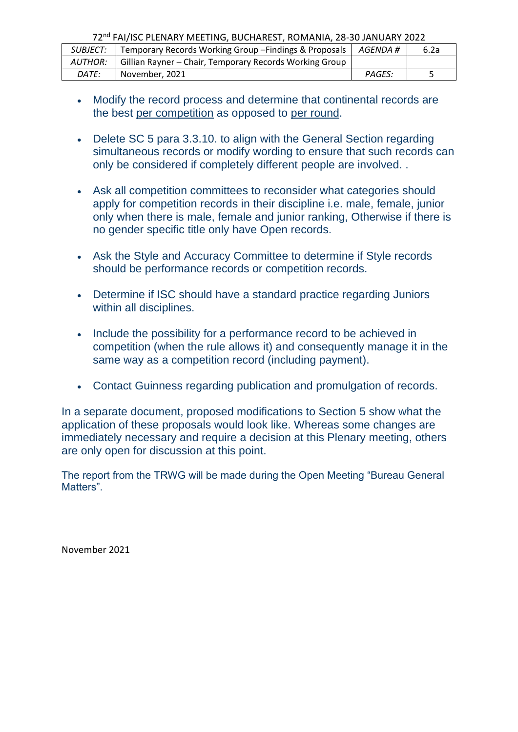- Modify the record process and determine that continental records are the best per competition as opposed to per round.
- Delete SC 5 para 3.3.10. to align with the General Section regarding simultaneous records or modify wording to ensure that such records can only be considered if completely different people are involved. .
- Ask all competition committees to reconsider what categories should apply for competition records in their discipline i.e. male, female, junior only when there is male, female and junior ranking, Otherwise if there is no gender specific title only have Open records.
- Ask the Style and Accuracy Committee to determine if Style records should be performance records or competition records.
- Determine if ISC should have a standard practice regarding Juniors within all disciplines.
- Include the possibility for a performance record to be achieved in competition (when the rule allows it) and consequently manage it in the same way as a competition record (including payment).
- Contact Guinness regarding publication and promulgation of records.

In a separate document, proposed modifications to Section 5 show what the application of these proposals would look like. Whereas some changes are immediately necessary and require a decision at this Plenary meeting, others are only open for discussion at this point.

The report from the TRWG will be made during the Open Meeting "Bureau General Matters".

November 2021